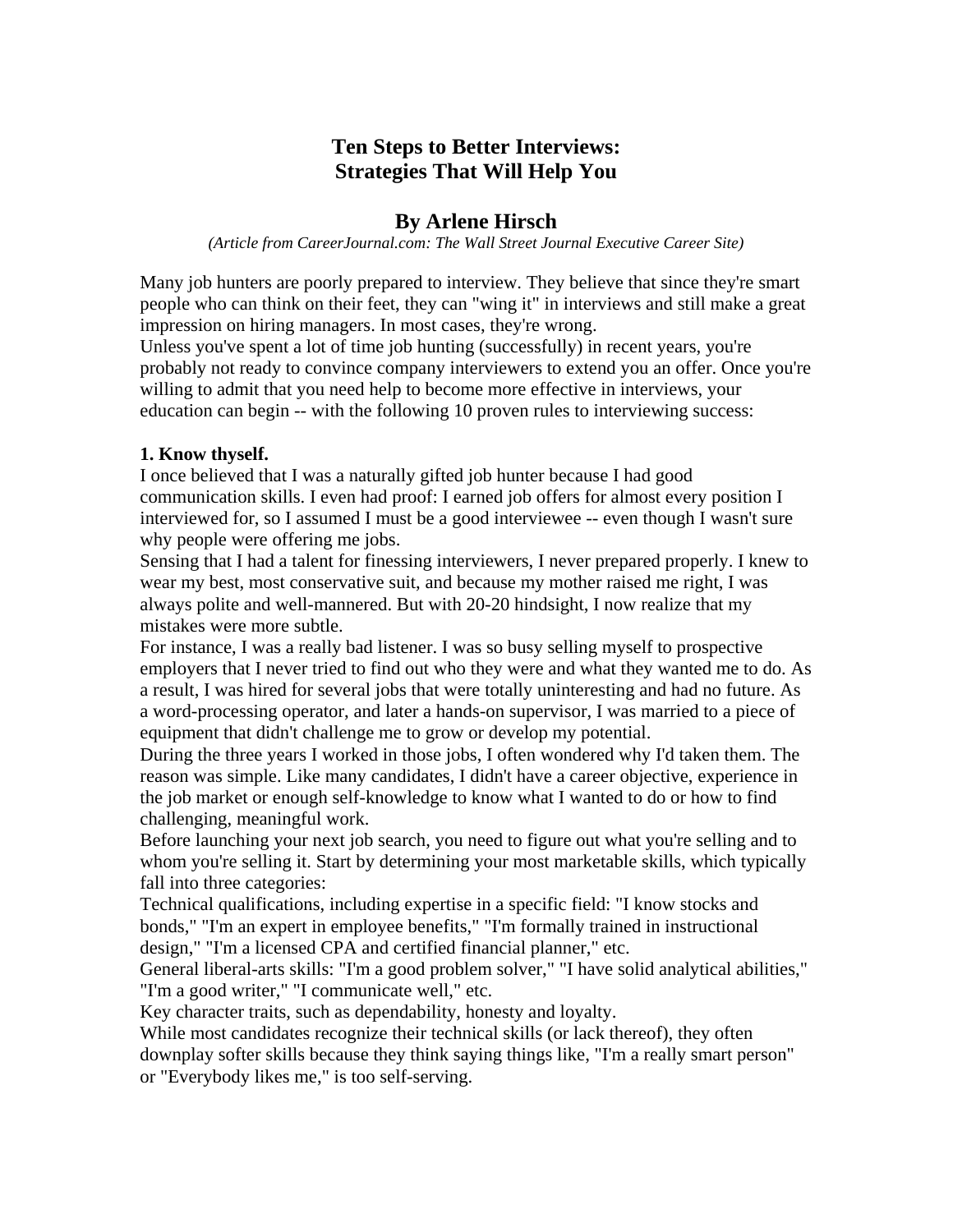# Ten Steps to Better Interviews:
# Strategies That Will Help You

## By Arlene Hirsch

*(Article from CareerJournal.com: The Wall Street Journal Executive Career Site)*

Many job hunters are poorly prepared to interview. They believe that since they're smart people who can think on their feet, they can "wing it" in interviews and still make a great impression on hiring managers. In most cases, they're wrong.

Unless you've spent a lot of time job hunting (successfully) in recent years, you're probably not ready to convince company interviewers to extend you an offer. Once you're willing to admit that you need help to become more effective in interviews, your education can begin -- with the following 10 proven rules to interviewing success:

**1. Know thyself.**

I once believed that I was a naturally gifted job hunter because I had good communication skills. I even had proof: I earned job offers for almost every position I interviewed for, so I assumed I must be a good interviewee -- even though I wasn't sure why people were offering me jobs.

Sensing that I had a talent for finessing interviewers, I never prepared properly. I knew to wear my best, most conservative suit, and because my mother raised me right, I was always polite and well-mannered. But with 20-20 hindsight, I now realize that my mistakes were more subtle.

For instance, I was a really bad listener. I was so busy selling myself to prospective employers that I never tried to find out who they were and what they wanted me to do. As a result, I was hired for several jobs that were totally uninteresting and had no future. As a word-processing operator, and later a hands-on supervisor, I was married to a piece of equipment that didn't challenge me to grow or develop my potential.

During the three years I worked in those jobs, I often wondered why I'd taken them. The reason was simple. Like many candidates, I didn't have a career objective, experience in the job market or enough self-knowledge to know what I wanted to do or how to find challenging, meaningful work.

Before launching your next job search, you need to figure out what you're selling and to whom you're selling it. Start by determining your most marketable skills, which typically fall into three categories:

Technical qualifications, including expertise in a specific field: "I know stocks and bonds," "I'm an expert in employee benefits," "I'm formally trained in instructional design," "I'm a licensed CPA and certified financial planner," etc.

General liberal-arts skills: "I'm a good problem solver," "I have solid analytical abilities," "I'm a good writer," "I communicate well," etc.

Key character traits, such as dependability, honesty and loyalty.

While most candidates recognize their technical skills (or lack thereof), they often downplay softer skills because they think saying things like, "I'm a really smart person" or "Everybody likes me," is too self-serving.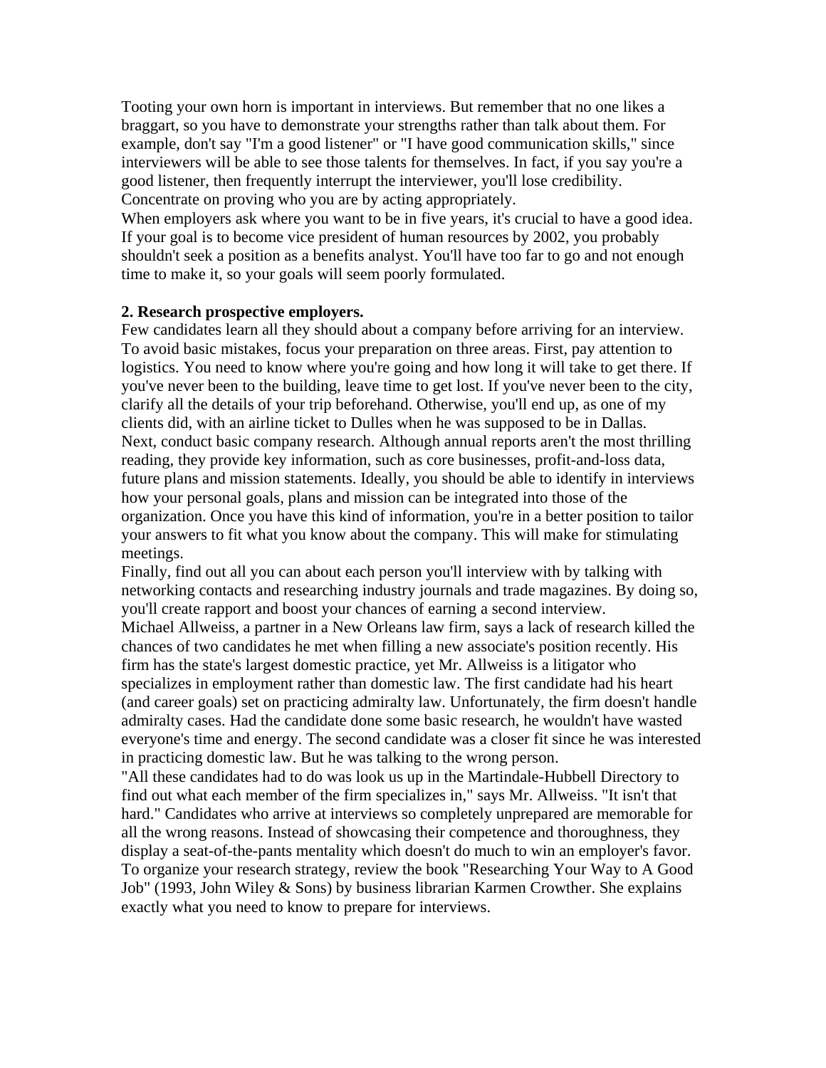Tooting your own horn is important in interviews. But remember that no one likes a braggart, so you have to demonstrate your strengths rather than talk about them. For example, don't say "I'm a good listener" or "I have good communication skills," since interviewers will be able to see those talents for themselves. In fact, if you say you're a good listener, then frequently interrupt the interviewer, you'll lose credibility. Concentrate on proving who you are by acting appropriately.

When employers ask where you want to be in five years, it's crucial to have a good idea. If your goal is to become vice president of human resources by 2002, you probably shouldn't seek a position as a benefits analyst. You'll have too far to go and not enough time to make it, so your goals will seem poorly formulated.

**2. Research prospective employers.**

Few candidates learn all they should about a company before arriving for an interview. To avoid basic mistakes, focus your preparation on three areas. First, pay attention to logistics. You need to know where you're going and how long it will take to get there. If you've never been to the building, leave time to get lost. If you've never been to the city, clarify all the details of your trip beforehand. Otherwise, you'll end up, as one of my clients did, with an airline ticket to Dulles when he was supposed to be in Dallas.

Next, conduct basic company research. Although annual reports aren't the most thrilling reading, they provide key information, such as core businesses, profit-and-loss data, future plans and mission statements. Ideally, you should be able to identify in interviews how your personal goals, plans and mission can be integrated into those of the organization. Once you have this kind of information, you're in a better position to tailor your answers to fit what you know about the company. This will make for stimulating meetings.

Finally, find out all you can about each person you'll interview with by talking with networking contacts and researching industry journals and trade magazines. By doing so, you'll create rapport and boost your chances of earning a second interview.

Michael Allweiss, a partner in a New Orleans law firm, says a lack of research killed the chances of two candidates he met when filling a new associate's position recently. His firm has the state's largest domestic practice, yet Mr. Allweiss is a litigator who specializes in employment rather than domestic law. The first candidate had his heart (and career goals) set on practicing admiralty law. Unfortunately, the firm doesn't handle admiralty cases. Had the candidate done some basic research, he wouldn't have wasted everyone's time and energy. The second candidate was a closer fit since he was interested in practicing domestic law. But he was talking to the wrong person.

"All these candidates had to do was look us up in the Martindale-Hubbell Directory to find out what each member of the firm specializes in," says Mr. Allweiss. "It isn't that hard." Candidates who arrive at interviews so completely unprepared are memorable for all the wrong reasons. Instead of showcasing their competence and thoroughness, they display a seat-of-the-pants mentality which doesn't do much to win an employer's favor.

To organize your research strategy, review the book "Researching Your Way to A Good Job" (1993, John Wiley & Sons) by business librarian Karmen Crowther. She explains exactly what you need to know to prepare for interviews.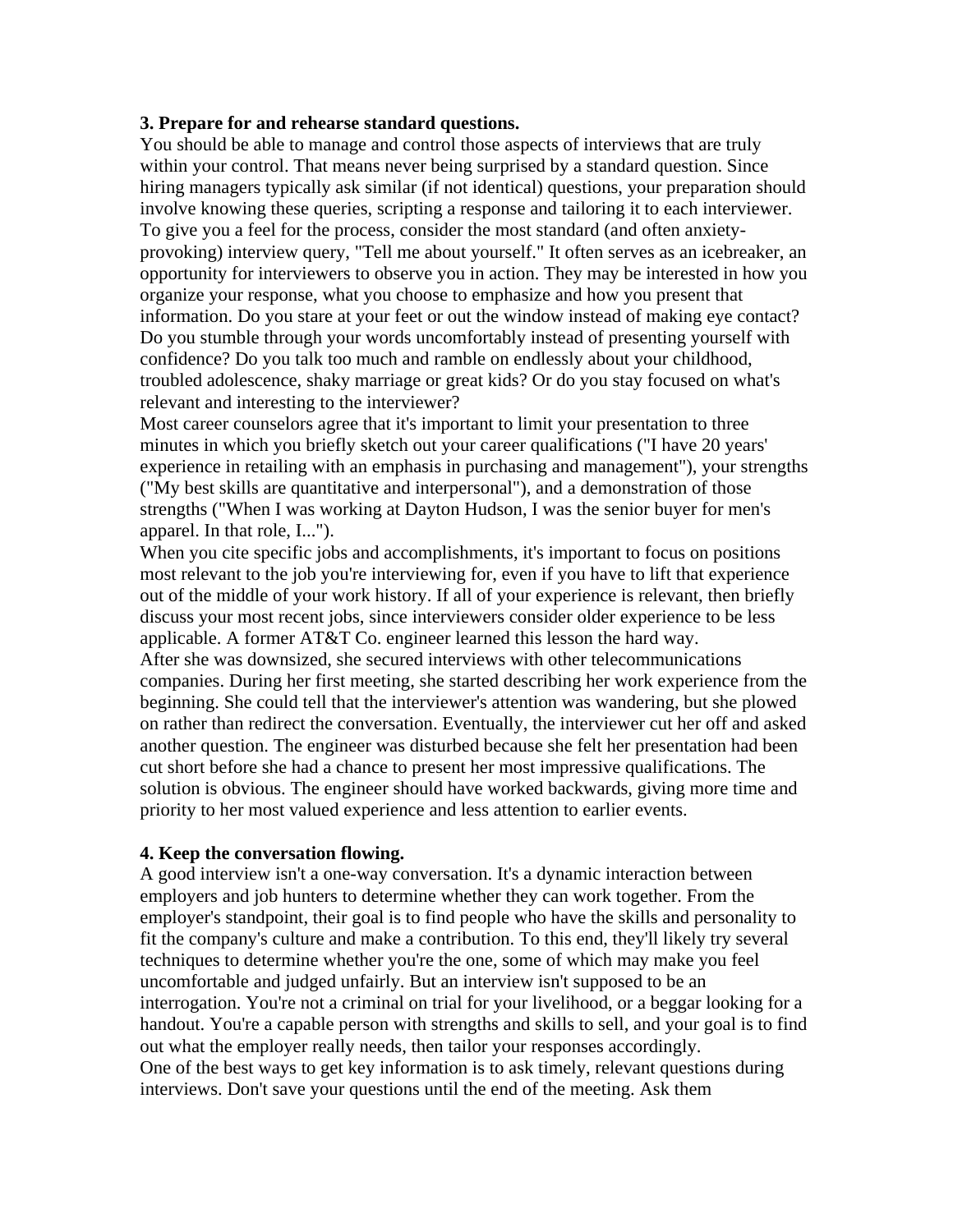**3. Prepare for and rehearse standard questions.**

You should be able to manage and control those aspects of interviews that are truly within your control. That means never being surprised by a standard question. Since hiring managers typically ask similar (if not identical) questions, your preparation should involve knowing these queries, scripting a response and tailoring it to each interviewer.

To give you a feel for the process, consider the most standard (and often anxiety-provoking) interview query, "Tell me about yourself." It often serves as an icebreaker, an opportunity for interviewers to observe you in action. They may be interested in how you organize your response, what you choose to emphasize and how you present that information. Do you stare at your feet or out the window instead of making eye contact? Do you stumble through your words uncomfortably instead of presenting yourself with confidence? Do you talk too much and ramble on endlessly about your childhood, troubled adolescence, shaky marriage or great kids? Or do you stay focused on what's relevant and interesting to the interviewer?

Most career counselors agree that it's important to limit your presentation to three minutes in which you briefly sketch out your career qualifications ("I have 20 years' experience in retailing with an emphasis in purchasing and management"), your strengths ("My best skills are quantitative and interpersonal"), and a demonstration of those strengths ("When I was working at Dayton Hudson, I was the senior buyer for men's apparel. In that role, I...").

When you cite specific jobs and accomplishments, it's important to focus on positions most relevant to the job you're interviewing for, even if you have to lift that experience out of the middle of your work history. If all of your experience is relevant, then briefly discuss your most recent jobs, since interviewers consider older experience to be less applicable. A former AT&T Co. engineer learned this lesson the hard way.

After she was downsized, she secured interviews with other telecommunications companies. During her first meeting, she started describing her work experience from the beginning. She could tell that the interviewer's attention was wandering, but she plowed on rather than redirect the conversation. Eventually, the interviewer cut her off and asked another question. The engineer was disturbed because she felt her presentation had been cut short before she had a chance to present her most impressive qualifications. The solution is obvious. The engineer should have worked backwards, giving more time and priority to her most valued experience and less attention to earlier events.

**4. Keep the conversation flowing.**

A good interview isn't a one-way conversation. It's a dynamic interaction between employers and job hunters to determine whether they can work together. From the employer's standpoint, their goal is to find people who have the skills and personality to fit the company's culture and make a contribution. To this end, they'll likely try several techniques to determine whether you're the one, some of which may make you feel uncomfortable and judged unfairly. But an interview isn't supposed to be an interrogation. You're not a criminal on trial for your livelihood, or a beggar looking for a handout. You're a capable person with strengths and skills to sell, and your goal is to find out what the employer really needs, then tailor your responses accordingly.

One of the best ways to get key information is to ask timely, relevant questions during interviews. Don't save your questions until the end of the meeting. Ask them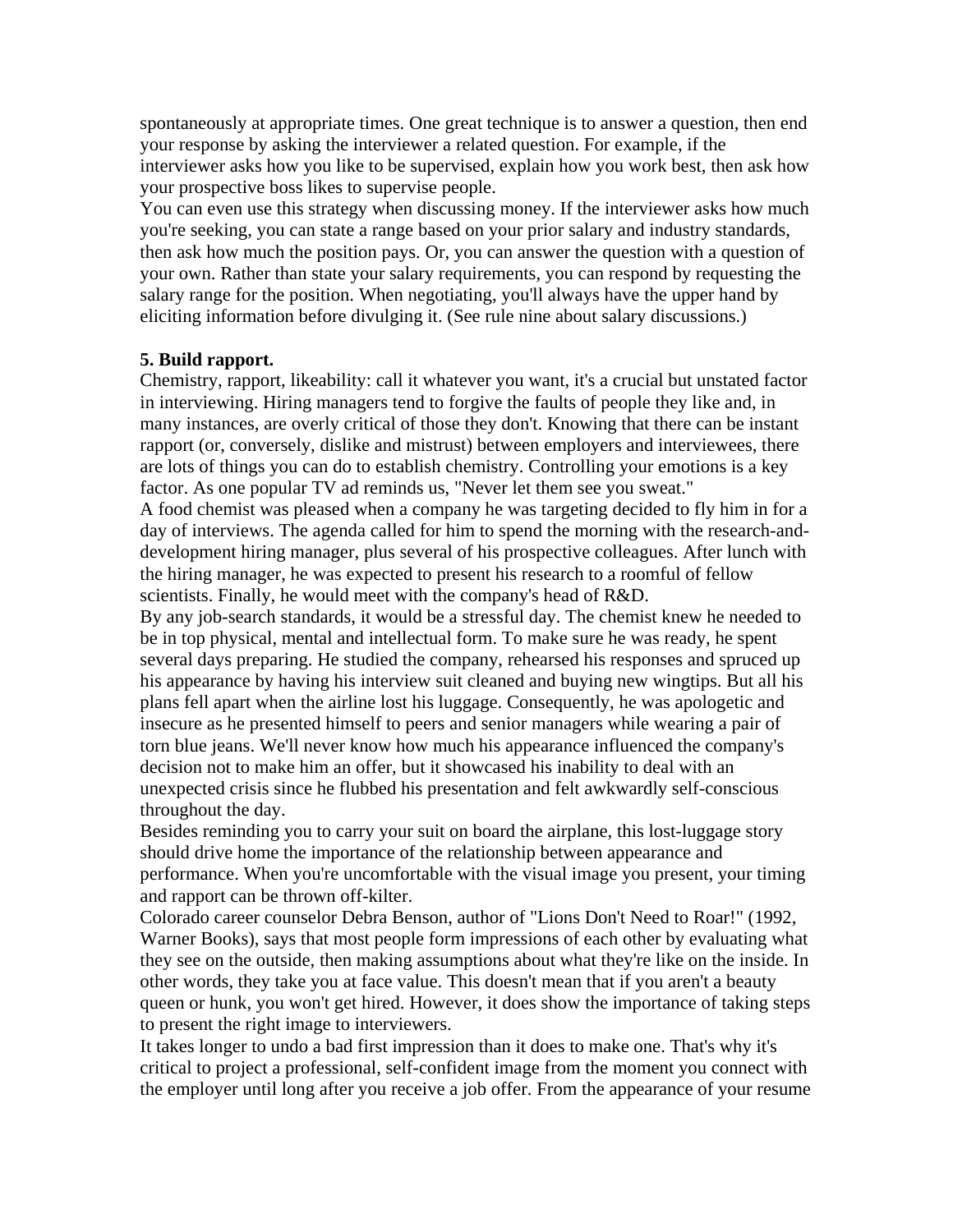spontaneously at appropriate times. One great technique is to answer a question, then end your response by asking the interviewer a related question. For example, if the interviewer asks how you like to be supervised, explain how you work best, then ask how your prospective boss likes to supervise people.

You can even use this strategy when discussing money. If the interviewer asks how much you're seeking, you can state a range based on your prior salary and industry standards, then ask how much the position pays. Or, you can answer the question with a question of your own. Rather than state your salary requirements, you can respond by requesting the salary range for the position. When negotiating, you'll always have the upper hand by eliciting information before divulging it. (See rule nine about salary discussions.)

**5. Build rapport.**

Chemistry, rapport, likeability: call it whatever you want, it's a crucial but unstated factor in interviewing. Hiring managers tend to forgive the faults of people they like and, in many instances, are overly critical of those they don't. Knowing that there can be instant rapport (or, conversely, dislike and mistrust) between employers and interviewees, there are lots of things you can do to establish chemistry. Controlling your emotions is a key factor. As one popular TV ad reminds us, "Never let them see you sweat."

A food chemist was pleased when a company he was targeting decided to fly him in for a day of interviews. The agenda called for him to spend the morning with the research-and-development hiring manager, plus several of his prospective colleagues. After lunch with the hiring manager, he was expected to present his research to a roomful of fellow scientists. Finally, he would meet with the company's head of R&D.

By any job-search standards, it would be a stressful day. The chemist knew he needed to be in top physical, mental and intellectual form. To make sure he was ready, he spent several days preparing. He studied the company, rehearsed his responses and spruced up his appearance by having his interview suit cleaned and buying new wingtips. But all his plans fell apart when the airline lost his luggage. Consequently, he was apologetic and insecure as he presented himself to peers and senior managers while wearing a pair of torn blue jeans. We'll never know how much his appearance influenced the company's decision not to make him an offer, but it showcased his inability to deal with an unexpected crisis since he flubbed his presentation and felt awkwardly self-conscious throughout the day.

Besides reminding you to carry your suit on board the airplane, this lost-luggage story should drive home the importance of the relationship between appearance and performance. When you're uncomfortable with the visual image you present, your timing and rapport can be thrown off-kilter.

Colorado career counselor Debra Benson, author of "Lions Don't Need to Roar!" (1992, Warner Books), says that most people form impressions of each other by evaluating what they see on the outside, then making assumptions about what they're like on the inside. In other words, they take you at face value. This doesn't mean that if you aren't a beauty queen or hunk, you won't get hired. However, it does show the importance of taking steps to present the right image to interviewers.

It takes longer to undo a bad first impression than it does to make one. That's why it's critical to project a professional, self-confident image from the moment you connect with the employer until long after you receive a job offer. From the appearance of your resume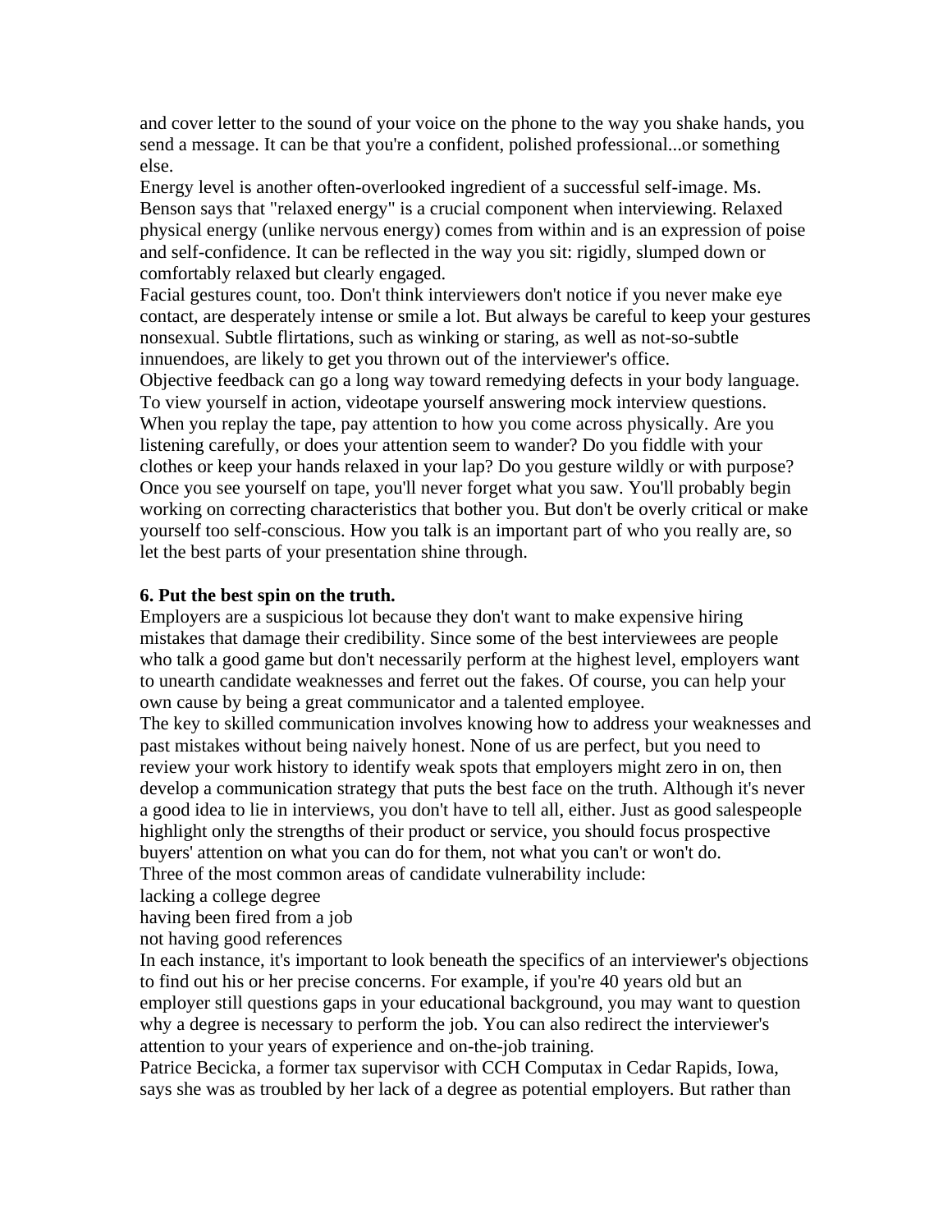and cover letter to the sound of your voice on the phone to the way you shake hands, you send a message. It can be that you're a confident, polished professional...or something else.

Energy level is another often-overlooked ingredient of a successful self-image. Ms. Benson says that "relaxed energy" is a crucial component when interviewing. Relaxed physical energy (unlike nervous energy) comes from within and is an expression of poise and self-confidence. It can be reflected in the way you sit: rigidly, slumped down or comfortably relaxed but clearly engaged.

Facial gestures count, too. Don't think interviewers don't notice if you never make eye contact, are desperately intense or smile a lot. But always be careful to keep your gestures nonsexual. Subtle flirtations, such as winking or staring, as well as not-so-subtle innuendoes, are likely to get you thrown out of the interviewer's office.

Objective feedback can go a long way toward remedying defects in your body language. To view yourself in action, videotape yourself answering mock interview questions. When you replay the tape, pay attention to how you come across physically. Are you listening carefully, or does your attention seem to wander? Do you fiddle with your clothes or keep your hands relaxed in your lap? Do you gesture wildly or with purpose? Once you see yourself on tape, you'll never forget what you saw. You'll probably begin working on correcting characteristics that bother you. But don't be overly critical or make yourself too self-conscious. How you talk is an important part of who you really are, so let the best parts of your presentation shine through.

**6. Put the best spin on the truth.**

Employers are a suspicious lot because they don't want to make expensive hiring mistakes that damage their credibility. Since some of the best interviewees are people who talk a good game but don't necessarily perform at the highest level, employers want to unearth candidate weaknesses and ferret out the fakes. Of course, you can help your own cause by being a great communicator and a talented employee.

The key to skilled communication involves knowing how to address your weaknesses and past mistakes without being naively honest. None of us are perfect, but you need to review your work history to identify weak spots that employers might zero in on, then develop a communication strategy that puts the best face on the truth. Although it's never a good idea to lie in interviews, you don't have to tell all, either. Just as good salespeople highlight only the strengths of their product or service, you should focus prospective buyers' attention on what you can do for them, not what you can't or won't do.

Three of the most common areas of candidate vulnerability include:

lacking a college degree
having been fired from a job
not having good references

In each instance, it's important to look beneath the specifics of an interviewer's objections to find out his or her precise concerns. For example, if you're 40 years old but an employer still questions gaps in your educational background, you may want to question why a degree is necessary to perform the job. You can also redirect the interviewer's attention to your years of experience and on-the-job training.

Patrice Becicka, a former tax supervisor with CCH Computax in Cedar Rapids, Iowa, says she was as troubled by her lack of a degree as potential employers. But rather than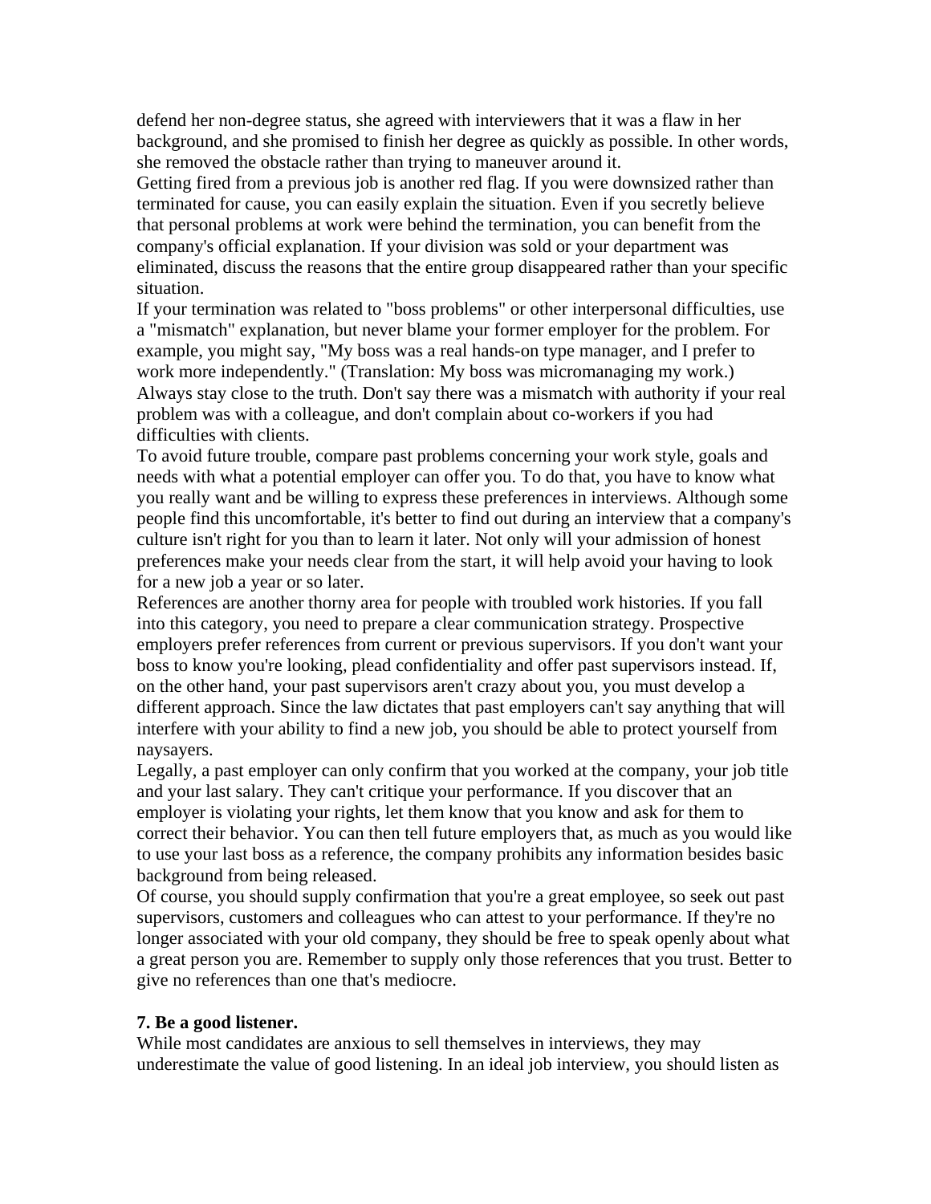defend her non-degree status, she agreed with interviewers that it was a flaw in her background, and she promised to finish her degree as quickly as possible. In other words, she removed the obstacle rather than trying to maneuver around it.

Getting fired from a previous job is another red flag. If you were downsized rather than terminated for cause, you can easily explain the situation. Even if you secretly believe that personal problems at work were behind the termination, you can benefit from the company's official explanation. If your division was sold or your department was eliminated, discuss the reasons that the entire group disappeared rather than your specific situation.

If your termination was related to "boss problems" or other interpersonal difficulties, use a "mismatch" explanation, but never blame your former employer for the problem. For example, you might say, "My boss was a real hands-on type manager, and I prefer to work more independently." (Translation: My boss was micromanaging my work.) Always stay close to the truth. Don't say there was a mismatch with authority if your real problem was with a colleague, and don't complain about co-workers if you had difficulties with clients.

To avoid future trouble, compare past problems concerning your work style, goals and needs with what a potential employer can offer you. To do that, you have to know what you really want and be willing to express these preferences in interviews. Although some people find this uncomfortable, it's better to find out during an interview that a company's culture isn't right for you than to learn it later. Not only will your admission of honest preferences make your needs clear from the start, it will help avoid your having to look for a new job a year or so later.

References are another thorny area for people with troubled work histories. If you fall into this category, you need to prepare a clear communication strategy. Prospective employers prefer references from current or previous supervisors. If you don't want your boss to know you're looking, plead confidentiality and offer past supervisors instead. If, on the other hand, your past supervisors aren't crazy about you, you must develop a different approach. Since the law dictates that past employers can't say anything that will interfere with your ability to find a new job, you should be able to protect yourself from naysayers.

Legally, a past employer can only confirm that you worked at the company, your job title and your last salary. They can't critique your performance. If you discover that an employer is violating your rights, let them know that you know and ask for them to correct their behavior. You can then tell future employers that, as much as you would like to use your last boss as a reference, the company prohibits any information besides basic background from being released.

Of course, you should supply confirmation that you're a great employee, so seek out past supervisors, customers and colleagues who can attest to your performance. If they're no longer associated with your old company, they should be free to speak openly about what a great person you are. Remember to supply only those references that you trust. Better to give no references than one that's mediocre.

**7. Be a good listener.**

While most candidates are anxious to sell themselves in interviews, they may underestimate the value of good listening. In an ideal job interview, you should listen as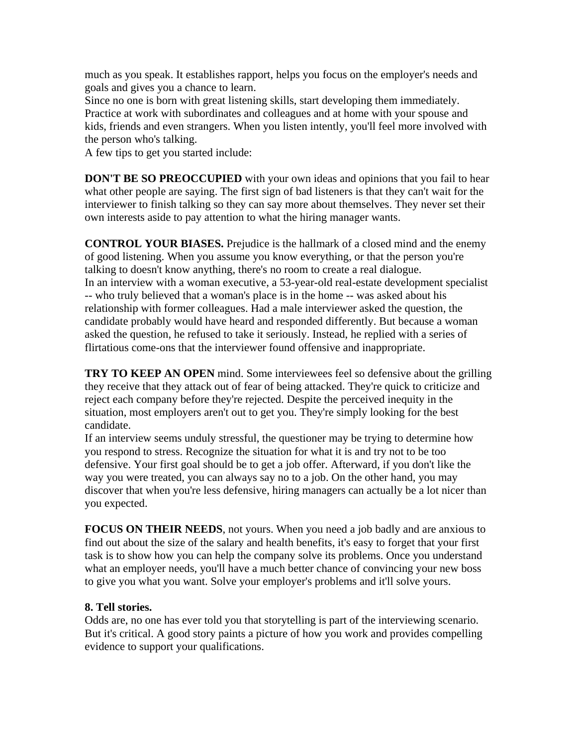much as you speak. It establishes rapport, helps you focus on the employer's needs and goals and gives you a chance to learn.

Since no one is born with great listening skills, start developing them immediately. Practice at work with subordinates and colleagues and at home with your spouse and kids, friends and even strangers. When you listen intently, you'll feel more involved with the person who's talking.

A few tips to get you started include:

**DON'T BE SO PREOCCUPIED** with your own ideas and opinions that you fail to hear what other people are saying. The first sign of bad listeners is that they can't wait for the interviewer to finish talking so they can say more about themselves. They never set their own interests aside to pay attention to what the hiring manager wants.

**CONTROL YOUR BIASES.** Prejudice is the hallmark of a closed mind and the enemy of good listening. When you assume you know everything, or that the person you're talking to doesn't know anything, there's no room to create a real dialogue.

In an interview with a woman executive, a 53-year-old real-estate development specialist -- who truly believed that a woman's place is in the home -- was asked about his relationship with former colleagues. Had a male interviewer asked the question, the candidate probably would have heard and responded differently. But because a woman asked the question, he refused to take it seriously. Instead, he replied with a series of flirtatious come-ons that the interviewer found offensive and inappropriate.

**TRY TO KEEP AN OPEN** mind. Some interviewees feel so defensive about the grilling they receive that they attack out of fear of being attacked. They're quick to criticize and reject each company before they're rejected. Despite the perceived inequity in the situation, most employers aren't out to get you. They're simply looking for the best candidate.

If an interview seems unduly stressful, the questioner may be trying to determine how you respond to stress. Recognize the situation for what it is and try not to be too defensive. Your first goal should be to get a job offer. Afterward, if you don't like the way you were treated, you can always say no to a job. On the other hand, you may discover that when you're less defensive, hiring managers can actually be a lot nicer than you expected.

**FOCUS ON THEIR NEEDS**, not yours. When you need a job badly and are anxious to find out about the size of the salary and health benefits, it's easy to forget that your first task is to show how you can help the company solve its problems. Once you understand what an employer needs, you'll have a much better chance of convincing your new boss to give you what you want. Solve your employer's problems and it'll solve yours.

**8. Tell stories.**

Odds are, no one has ever told you that storytelling is part of the interviewing scenario. But it's critical. A good story paints a picture of how you work and provides compelling evidence to support your qualifications.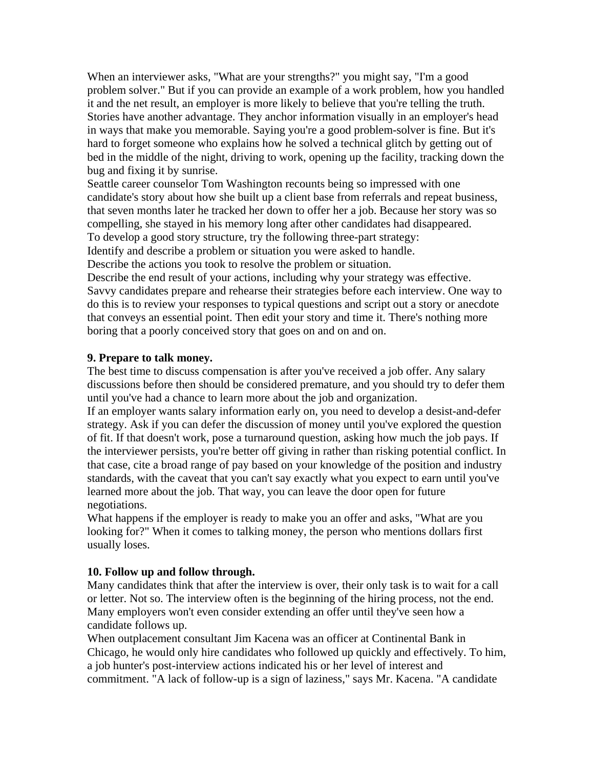When an interviewer asks, "What are your strengths?" you might say, "I'm a good problem solver." But if you can provide an example of a work problem, how you handled it and the net result, an employer is more likely to believe that you're telling the truth. Stories have another advantage. They anchor information visually in an employer's head in ways that make you memorable. Saying you're a good problem-solver is fine. But it's hard to forget someone who explains how he solved a technical glitch by getting out of bed in the middle of the night, driving to work, opening up the facility, tracking down the bug and fixing it by sunrise.

Seattle career counselor Tom Washington recounts being so impressed with one candidate's story about how she built up a client base from referrals and repeat business, that seven months later he tracked her down to offer her a job. Because her story was so compelling, she stayed in his memory long after other candidates had disappeared.

To develop a good story structure, try the following three-part strategy:

Identify and describe a problem or situation you were asked to handle.

Describe the actions you took to resolve the problem or situation.

Describe the end result of your actions, including why your strategy was effective.

Savvy candidates prepare and rehearse their strategies before each interview. One way to do this is to review your responses to typical questions and script out a story or anecdote that conveys an essential point. Then edit your story and time it. There's nothing more boring that a poorly conceived story that goes on and on and on.

**9. Prepare to talk money.**

The best time to discuss compensation is after you've received a job offer. Any salary discussions before then should be considered premature, and you should try to defer them until you've had a chance to learn more about the job and organization.

If an employer wants salary information early on, you need to develop a desist-and-defer strategy. Ask if you can defer the discussion of money until you've explored the question of fit. If that doesn't work, pose a turnaround question, asking how much the job pays. If the interviewer persists, you're better off giving in rather than risking potential conflict. In that case, cite a broad range of pay based on your knowledge of the position and industry standards, with the caveat that you can't say exactly what you expect to earn until you've learned more about the job. That way, you can leave the door open for future negotiations.

What happens if the employer is ready to make you an offer and asks, "What are you looking for?" When it comes to talking money, the person who mentions dollars first usually loses.

**10. Follow up and follow through.**

Many candidates think that after the interview is over, their only task is to wait for a call or letter. Not so. The interview often is the beginning of the hiring process, not the end. Many employers won't even consider extending an offer until they've seen how a candidate follows up.

When outplacement consultant Jim Kacena was an officer at Continental Bank in Chicago, he would only hire candidates who followed up quickly and effectively. To him, a job hunter's post-interview actions indicated his or her level of interest and commitment. "A lack of follow-up is a sign of laziness," says Mr. Kacena. "A candidate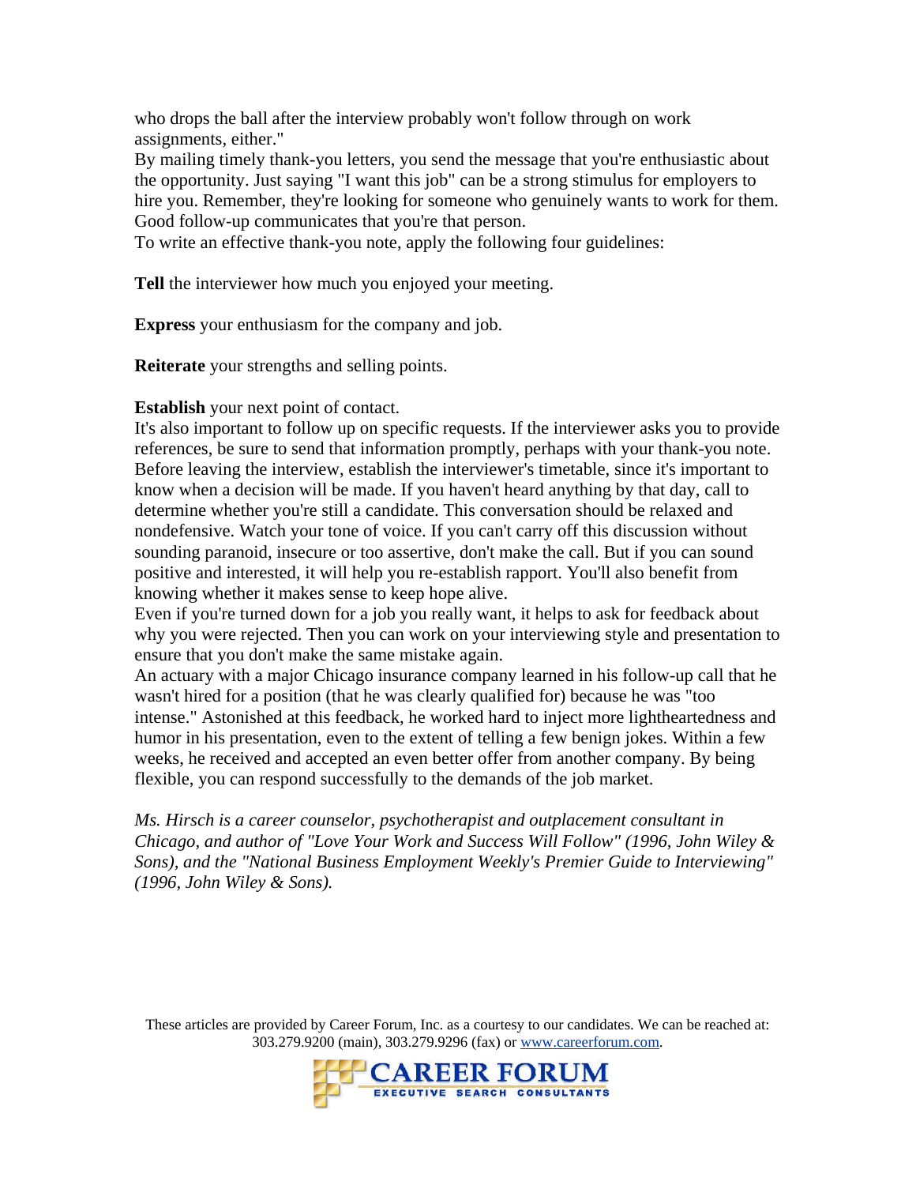who drops the ball after the interview probably won't follow through on work assignments, either."

By mailing timely thank-you letters, you send the message that you're enthusiastic about the opportunity. Just saying "I want this job" can be a strong stimulus for employers to hire you. Remember, they're looking for someone who genuinely wants to work for them. Good follow-up communicates that you're that person.

To write an effective thank-you note, apply the following four guidelines:

**Tell** the interviewer how much you enjoyed your meeting.

**Express** your enthusiasm for the company and job.

**Reiterate** your strengths and selling points.

**Establish** your next point of contact.

It's also important to follow up on specific requests. If the interviewer asks you to provide references, be sure to send that information promptly, perhaps with your thank-you note. Before leaving the interview, establish the interviewer's timetable, since it's important to know when a decision will be made. If you haven't heard anything by that day, call to determine whether you're still a candidate. This conversation should be relaxed and nondefensive. Watch your tone of voice. If you can't carry off this discussion without sounding paranoid, insecure or too assertive, don't make the call. But if you can sound positive and interested, it will help you re-establish rapport. You'll also benefit from knowing whether it makes sense to keep hope alive.

Even if you're turned down for a job you really want, it helps to ask for feedback about why you were rejected. Then you can work on your interviewing style and presentation to ensure that you don't make the same mistake again.

An actuary with a major Chicago insurance company learned in his follow-up call that he wasn't hired for a position (that he was clearly qualified for) because he was "too intense." Astonished at this feedback, he worked hard to inject more lightheartedness and humor in his presentation, even to the extent of telling a few benign jokes. Within a few weeks, he received and accepted an even better offer from another company. By being flexible, you can respond successfully to the demands of the job market.

*Ms. Hirsch is a career counselor, psychotherapist and outplacement consultant in Chicago, and author of "Love Your Work and Success Will Follow" (1996, John Wiley & Sons), and the "National Business Employment Weekly's Premier Guide to Interviewing" (1996, John Wiley & Sons).*

These articles are provided by Career Forum, Inc. as a courtesy to our candidates. We can be reached at: 303.279.9200 (main), 303.279.9296 (fax) or [www.careerforum.com](http://www.careerforum.com).

CAREER FORUM
EXECUTIVE SEARCH CONSULTANTS